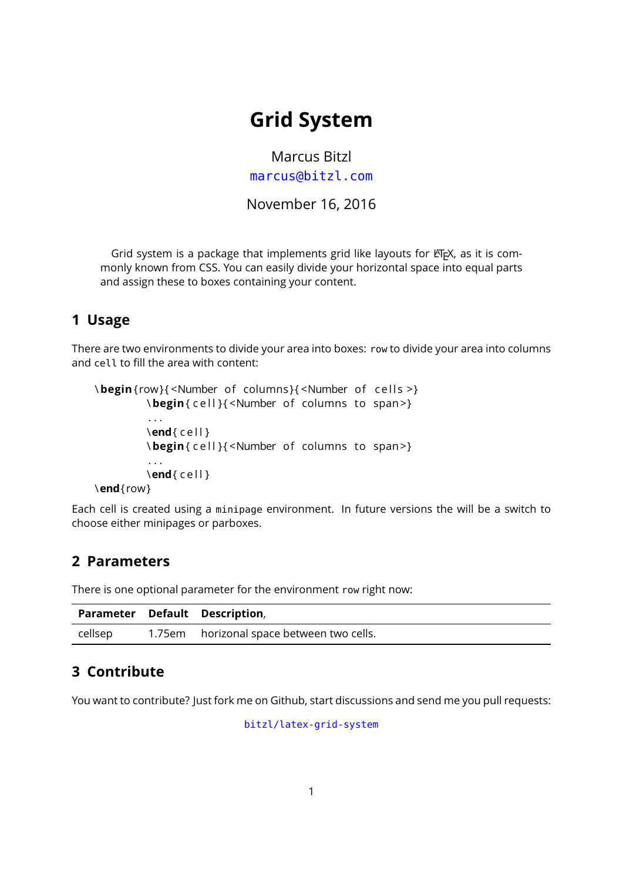# Grid System

Marcus Bitzl
marcus@bitzl.com

November 16, 2016

Grid system is a package that implements grid like layouts for LaTeX, as it is commonly known from CSS. You can easily divide your horizontal space into equal parts and assign these to boxes containing your content.

## 1 Usage

There are two environments to divide your area into boxes: `row` to divide your area into columns and `cell` to fill the area with content:

```
\begin{row}{<Number of columns}{<Number of cells>}
        \begin{cell}{<Number of columns to span>}
        ...
        \end{cell}
        \begin{cell}{<Number of columns to span>}
        ...
        \end{cell}
\end{row}
```

Each cell is created using a `minipage` environment. In future versions the will be a switch to choose either minipages or parboxes.

## 2 Parameters

There is one optional parameter for the environment `row` right now:

| **Parameter** | **Default** | **Description**, |
|---|---|---|
| cellsep | 1.75em | horizonal space between two cells. |

## 3 Contribute

You want to contribute? Just fork me on Github, start discussions and send me you pull requests:

`bitzl/latex-grid-system`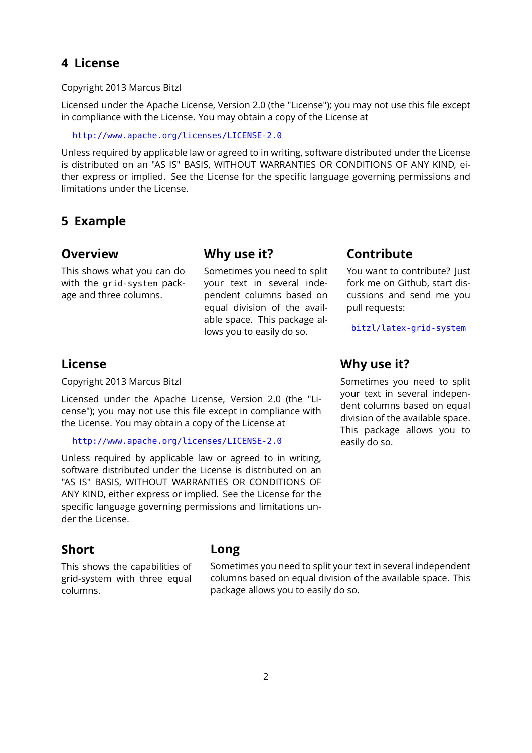## 4 License

Copyright 2013 Marcus Bitzl

Licensed under the Apache License, Version 2.0 (the "License"); you may not use this file except in compliance with the License. You may obtain a copy of the License at

http://www.apache.org/licenses/LICENSE-2.0

Unless required by applicable law or agreed to in writing, software distributed under the License is distributed on an "AS IS" BASIS, WITHOUT WARRANTIES OR CONDITIONS OF ANY KIND, either express or implied. See the License for the specific language governing permissions and limitations under the License.

## 5 Example

### Overview

This shows what you can do with the `grid-system` package and three columns.

### Why use it?

Sometimes you need to split your text in several independent columns based on equal division of the available space. This package allows you to easily do so.

### Contribute

You want to contribute? Just fork me on Github, start discussions and send me you pull requests:

bitzl/latex-grid-system

### License

Copyright 2013 Marcus Bitzl

Licensed under the Apache License, Version 2.0 (the "License"); you may not use this file except in compliance with the License. You may obtain a copy of the License at

http://www.apache.org/licenses/LICENSE-2.0

Unless required by applicable law or agreed to in writing, software distributed under the License is distributed on an "AS IS" BASIS, WITHOUT WARRANTIES OR CONDITIONS OF ANY KIND, either express or implied. See the License for the specific language governing permissions and limitations under the License.

### Why use it?

Sometimes you need to split your text in several independent columns based on equal division of the available space. This package allows you to easily do so.

### Short

This shows the capabilities of grid-system with three equal columns.

### Long

Sometimes you need to split your text in several independent columns based on equal division of the available space. This package allows you to easily do so.